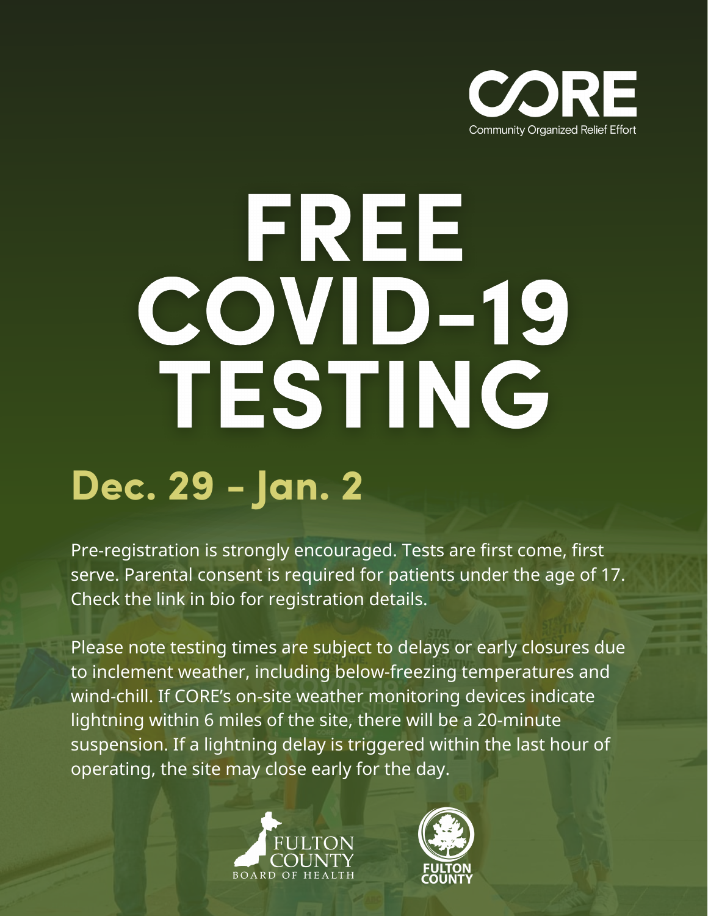CORE

Community Organized Relief Effort

# FREE COVID-19 TESTING

## Dec. 29 - Jan. 2

Pre-registration is strongly encouraged. Tests are first come, first serve. Parental consent is required for patients under the age of 17. Check the link in bio for registration details.

Please note testing times are subject to delays or early closures due to inclement weather, including below-freezing temperatures and wind-chill. If CORE's on-site weather monitoring devices indicate lightning within 6 miles of the site, there will be a 20-minute suspension. If a lightning delay is triggered within the last hour of operating, the site may close early for the day.

FULTON COUNTY BOARD OF HEALTH

FULTON COUNTY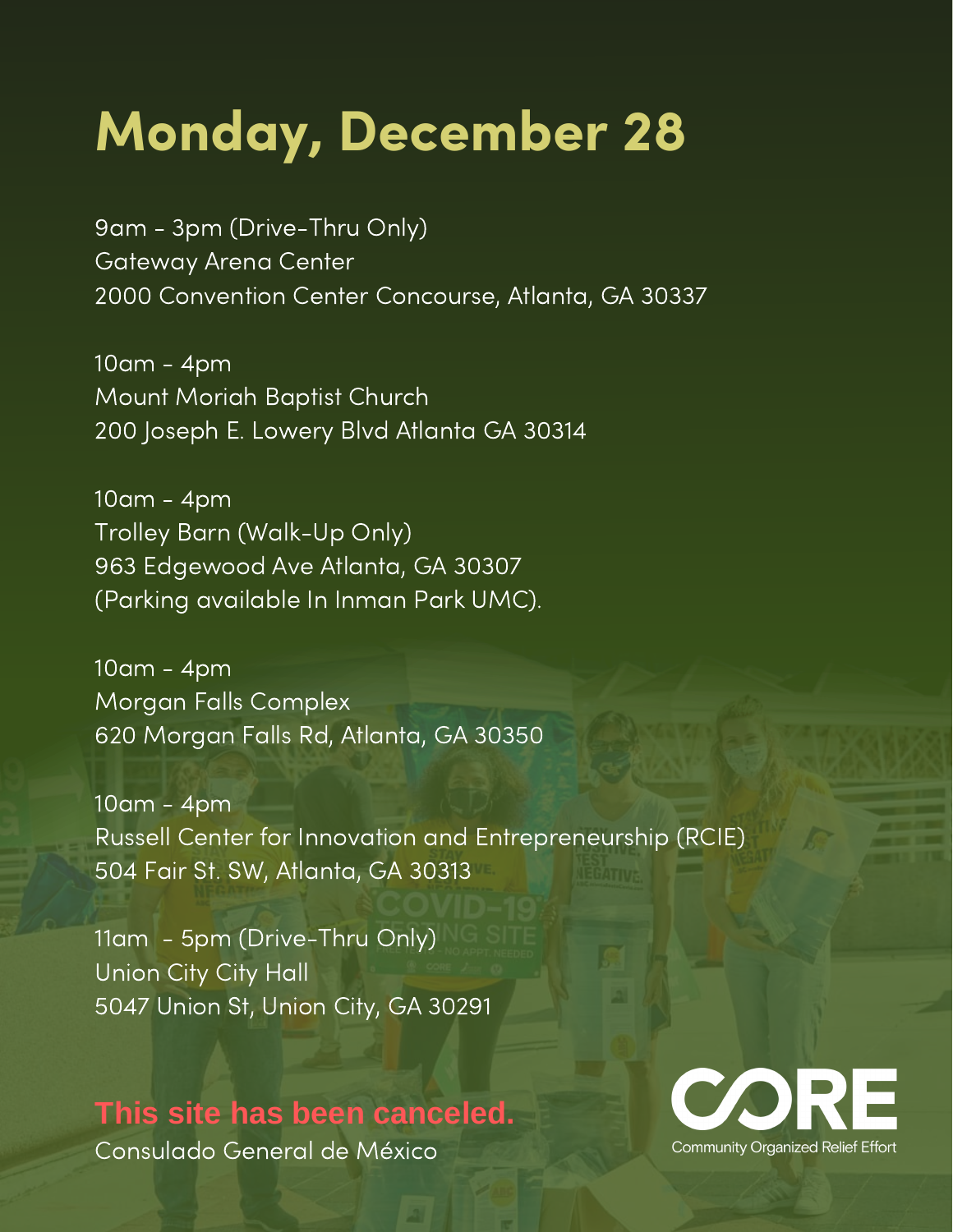# Monday, December 28

9am - 3pm (Drive-Thru Only)
Gateway Arena Center
2000 Convention Center Concourse, Atlanta, GA 30337

10am - 4pm
Mount Moriah Baptist Church
200 Joseph E. Lowery Blvd Atlanta GA 30314

10am - 4pm
Trolley Barn (Walk-Up Only)
963 Edgewood Ave Atlanta, GA 30307
(Parking available In Inman Park UMC).

10am - 4pm
Morgan Falls Complex
620 Morgan Falls Rd, Atlanta, GA 30350

10am - 4pm
Russell Center for Innovation and Entrepreneurship (RCIE)
504 Fair St. SW, Atlanta, GA 30313

11am - 5pm (Drive-Thru Only)
Union City City Hall
5047 Union St, Union City, GA 30291

**This site has been canceled.**
Consulado General de México

CORE
Community Organized Relief Effort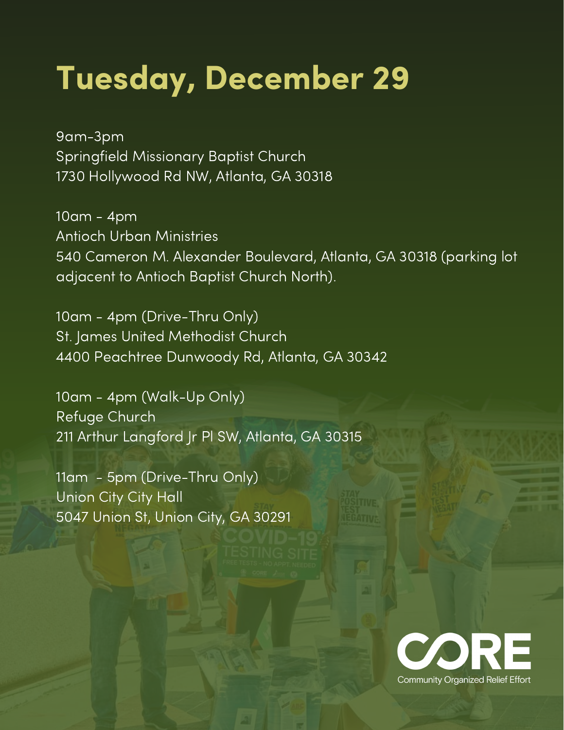# Tuesday, December 29

9am-3pm
Springfield Missionary Baptist Church
1730 Hollywood Rd NW, Atlanta, GA 30318

10am - 4pm
Antioch Urban Ministries
540 Cameron M. Alexander Boulevard, Atlanta, GA 30318 (parking lot adjacent to Antioch Baptist Church North).

10am - 4pm (Drive-Thru Only)
St. James United Methodist Church
4400 Peachtree Dunwoody Rd, Atlanta, GA 30342

10am - 4pm (Walk-Up Only)
Refuge Church
211 Arthur Langford Jr Pl SW, Atlanta, GA 30315

11am - 5pm (Drive-Thru Only)
Union City City Hall
5047 Union St, Union City, GA 30291

CORE
Community Organized Relief Effort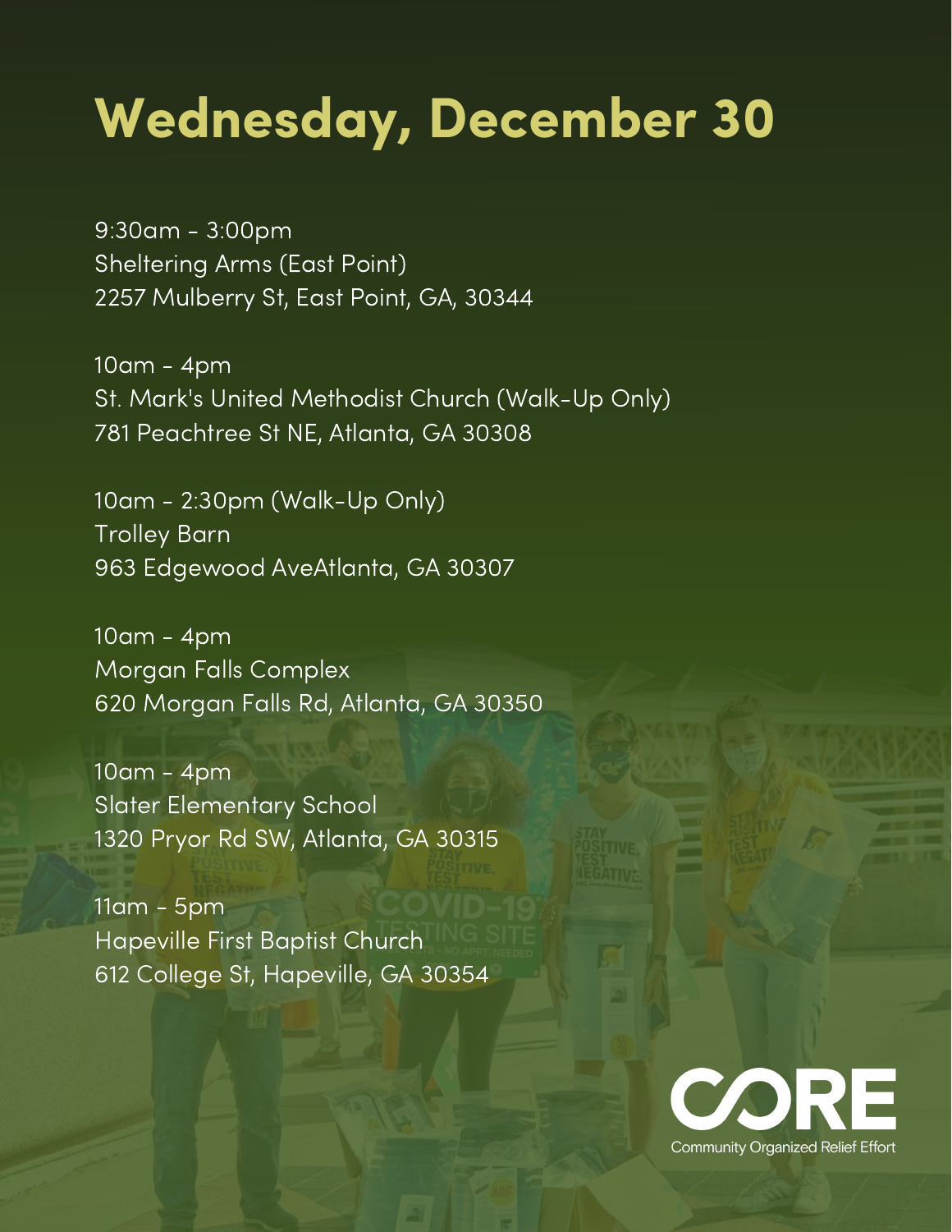# Wednesday, December 30

9:30am - 3:00pm
Sheltering Arms (East Point)
2257 Mulberry St, East Point, GA, 30344

10am - 4pm
St. Mark's United Methodist Church (Walk-Up Only)
781 Peachtree St NE, Atlanta, GA 30308

10am - 2:30pm (Walk-Up Only)
Trolley Barn
963 Edgewood AveAtlanta, GA 30307

10am - 4pm
Morgan Falls Complex
620 Morgan Falls Rd, Atlanta, GA 30350

10am - 4pm
Slater Elementary School
1320 Pryor Rd SW, Atlanta, GA 30315

11am - 5pm
Hapeville First Baptist Church
612 College St, Hapeville, GA 30354

CORE
Community Organized Relief Effort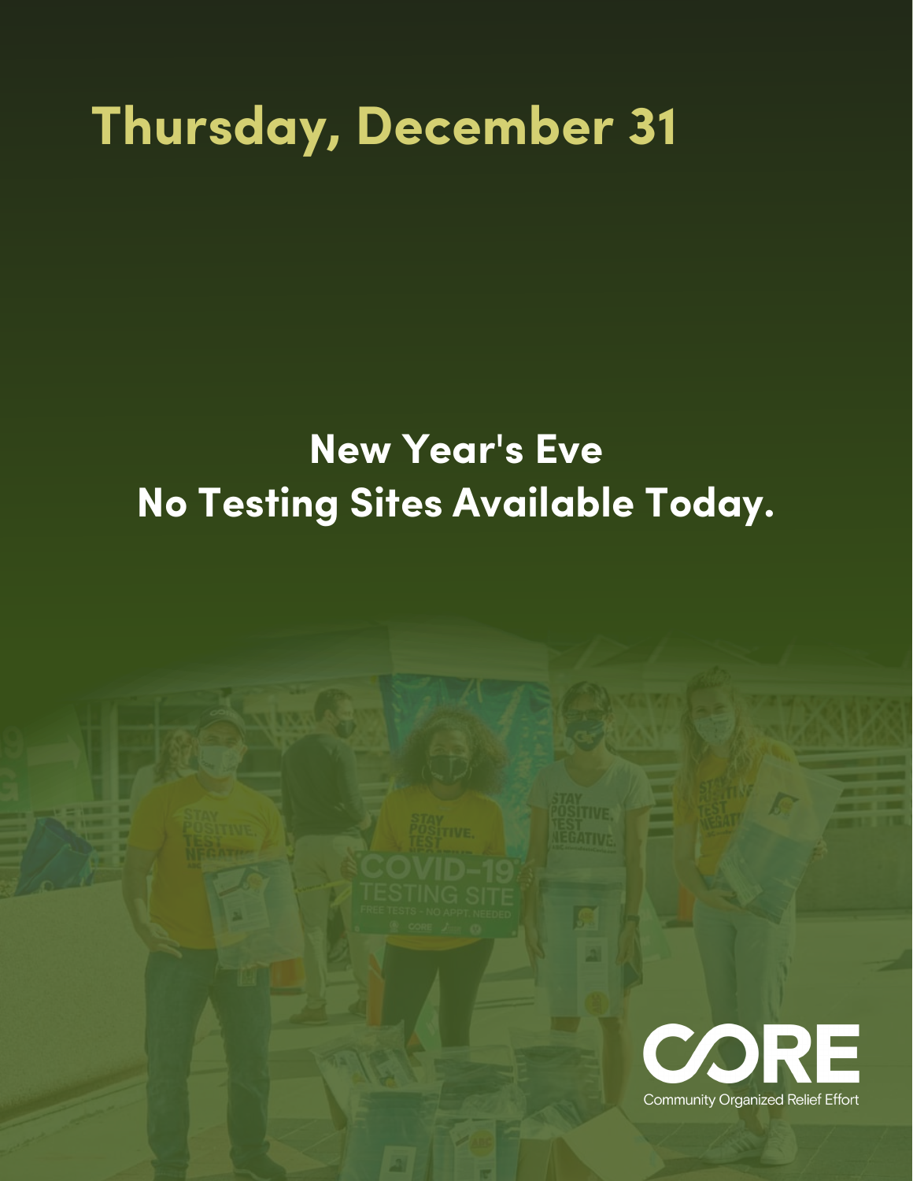# Thursday, December 31

## New Year's Eve
## No Testing Sites Available Today.

CORE

Community Organized Relief Effort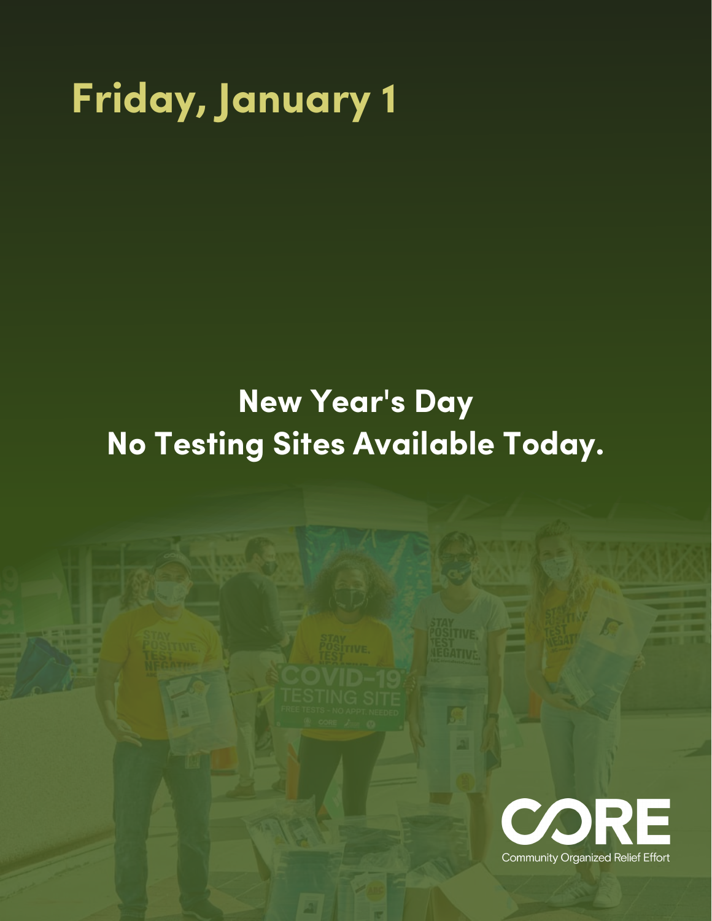# Friday, January 1

## New Year's Day
## No Testing Sites Available Today.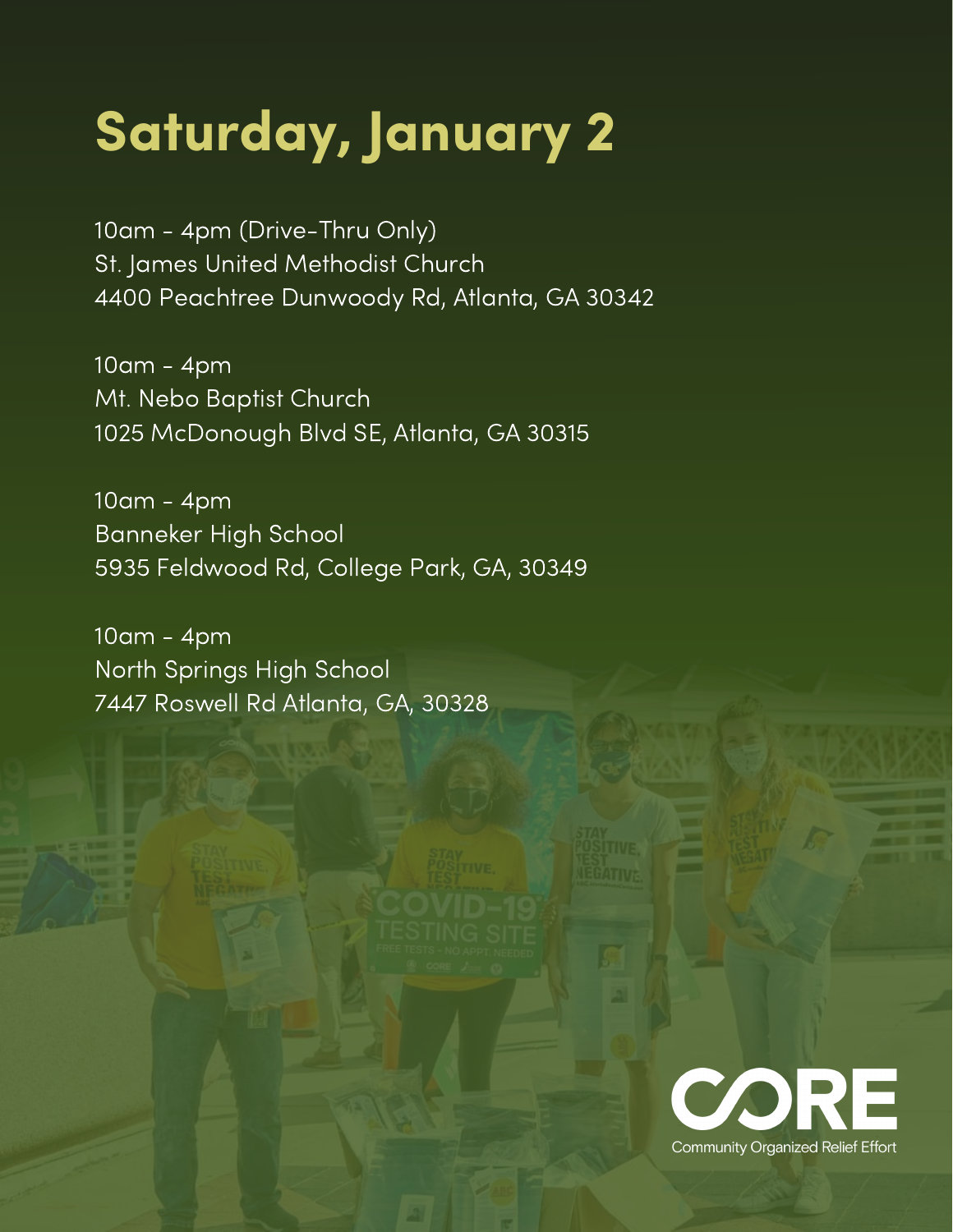# Saturday, January 2

10am - 4pm (Drive-Thru Only)
St. James United Methodist Church
4400 Peachtree Dunwoody Rd, Atlanta, GA 30342

10am - 4pm
Mt. Nebo Baptist Church
1025 McDonough Blvd SE, Atlanta, GA 30315

10am - 4pm
Banneker High School
5935 Feldwood Rd, College Park, GA, 30349

10am - 4pm
North Springs High School
7447 Roswell Rd Atlanta, GA, 30328

CORE
Community Organized Relief Effort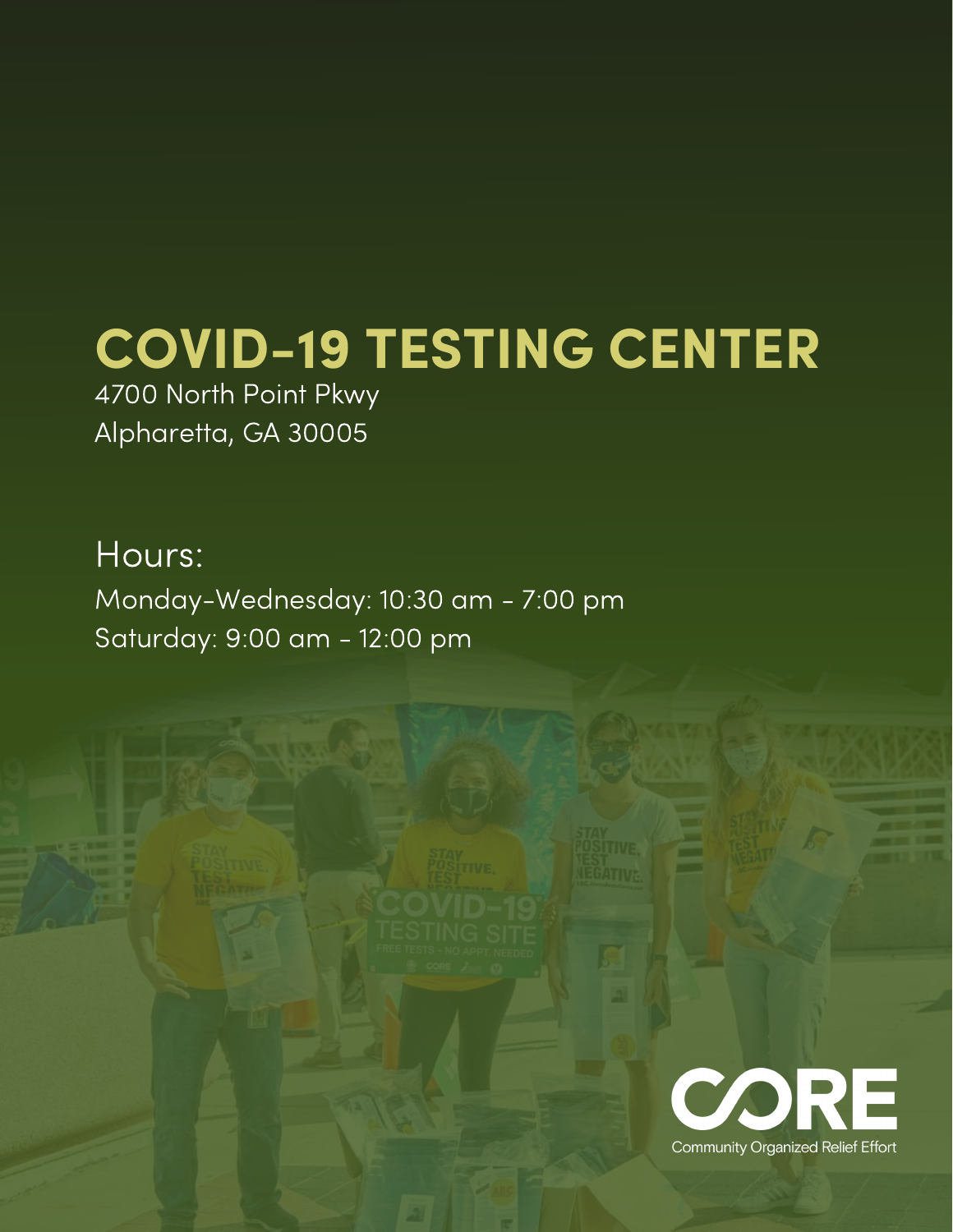# COVID-19 TESTING CENTER

4700 North Point Pkwy
Alpharetta, GA 30005

Hours:

Monday-Wednesday: 10:30 am - 7:00 pm
Saturday: 9:00 am - 12:00 pm

CORE
Community Organized Relief Effort